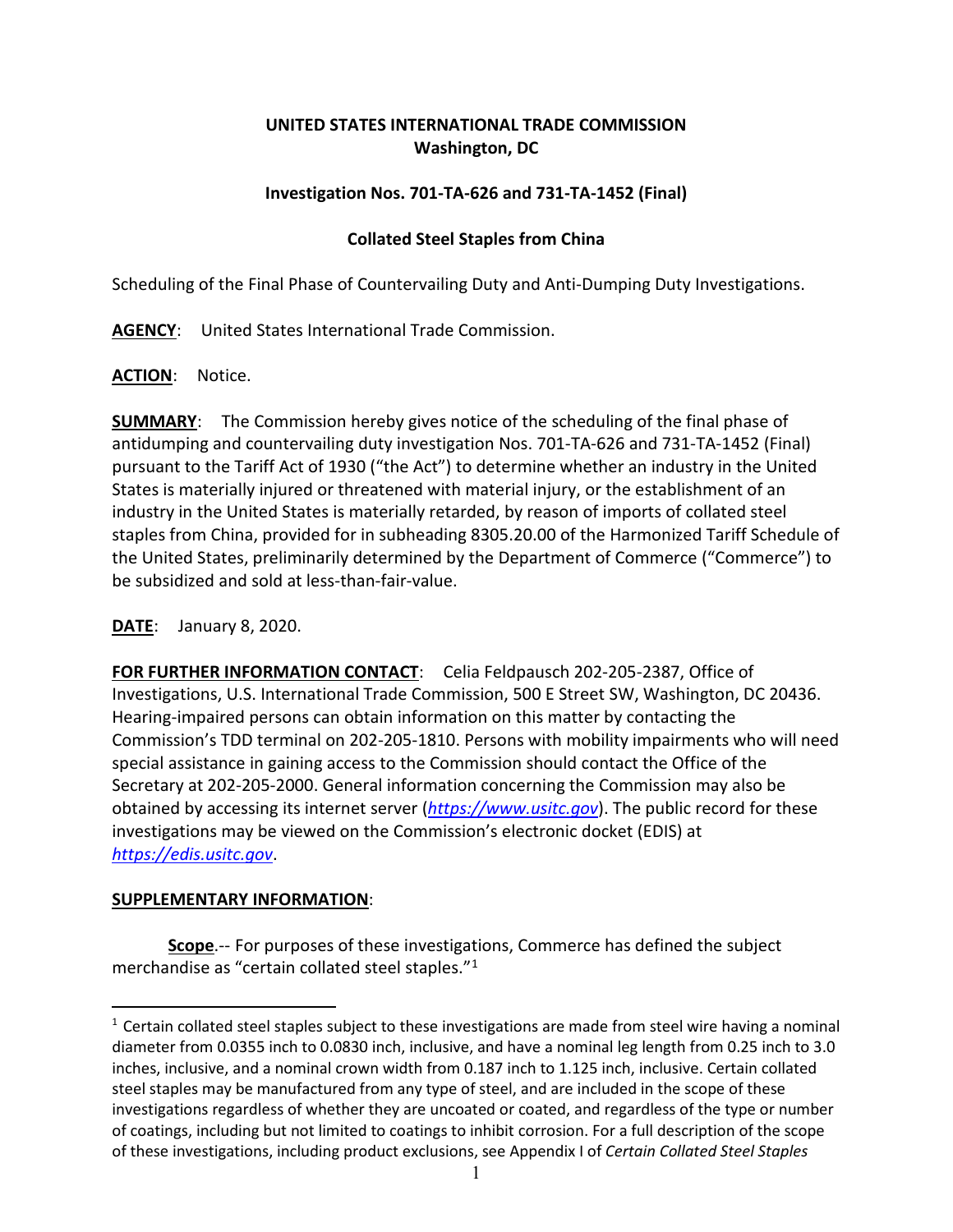**UNITED STATES INTERNATIONAL TRADE COMMISSION**
**Washington, DC**

**Investigation Nos. 701-TA-626 and 731-TA-1452 (Final)**

**Collated Steel Staples from China**

Scheduling of the Final Phase of Countervailing Duty and Anti-Dumping Duty Investigations.

**AGENCY**: United States International Trade Commission.

**ACTION**: Notice.

**SUMMARY**: The Commission hereby gives notice of the scheduling of the final phase of antidumping and countervailing duty investigation Nos. 701-TA-626 and 731-TA-1452 (Final) pursuant to the Tariff Act of 1930 ("the Act") to determine whether an industry in the United States is materially injured or threatened with material injury, or the establishment of an industry in the United States is materially retarded, by reason of imports of collated steel staples from China, provided for in subheading 8305.20.00 of the Harmonized Tariff Schedule of the United States, preliminarily determined by the Department of Commerce ("Commerce") to be subsidized and sold at less-than-fair-value.

**DATE**: January 8, 2020.

**FOR FURTHER INFORMATION CONTACT**: Celia Feldpausch 202-205-2387, Office of Investigations, U.S. International Trade Commission, 500 E Street SW, Washington, DC 20436. Hearing-impaired persons can obtain information on this matter by contacting the Commission's TDD terminal on 202-205-1810. Persons with mobility impairments who will need special assistance in gaining access to the Commission should contact the Office of the Secretary at 202-205-2000. General information concerning the Commission may also be obtained by accessing its internet server (*https://www.usitc.gov*). The public record for these investigations may be viewed on the Commission's electronic docket (EDIS) at *https://edis.usitc.gov*.

**SUPPLEMENTARY INFORMATION**:

**Scope**.-- For purposes of these investigations, Commerce has defined the subject merchandise as "certain collated steel staples."[1]

---

[1] Certain collated steel staples subject to these investigations are made from steel wire having a nominal diameter from 0.0355 inch to 0.0830 inch, inclusive, and have a nominal leg length from 0.25 inch to 3.0 inches, inclusive, and a nominal crown width from 0.187 inch to 1.125 inch, inclusive. Certain collated steel staples may be manufactured from any type of steel, and are included in the scope of these investigations regardless of whether they are uncoated or coated, and regardless of the type or number of coatings, including but not limited to coatings to inhibit corrosion. For a full description of the scope of these investigations, including product exclusions, see Appendix I of *Certain Collated Steel Staples*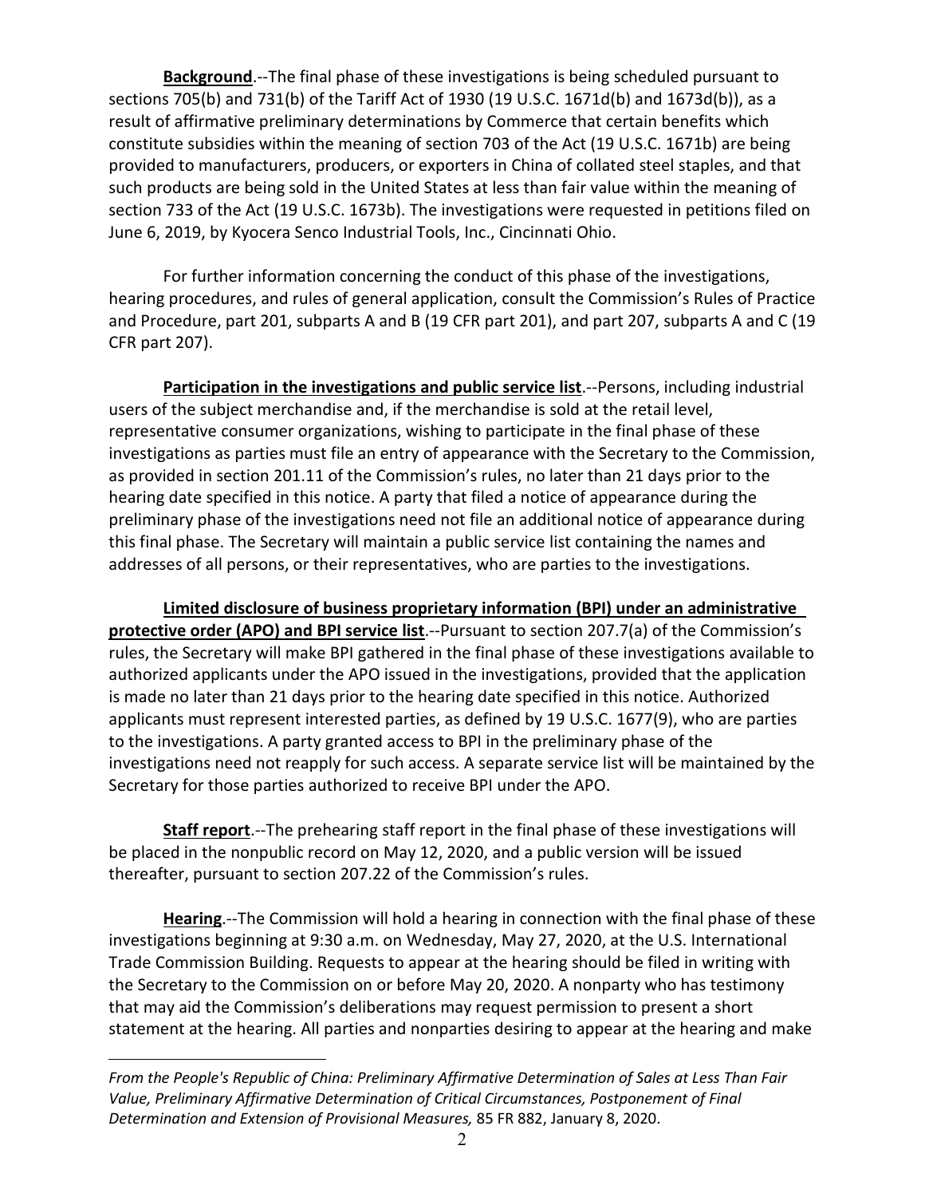**Background**.--The final phase of these investigations is being scheduled pursuant to sections 705(b) and 731(b) of the Tariff Act of 1930 (19 U.S.C. 1671d(b) and 1673d(b)), as a result of affirmative preliminary determinations by Commerce that certain benefits which constitute subsidies within the meaning of section 703 of the Act (19 U.S.C. 1671b) are being provided to manufacturers, producers, or exporters in China of collated steel staples, and that such products are being sold in the United States at less than fair value within the meaning of section 733 of the Act (19 U.S.C. 1673b). The investigations were requested in petitions filed on June 6, 2019, by Kyocera Senco Industrial Tools, Inc., Cincinnati Ohio.

For further information concerning the conduct of this phase of the investigations, hearing procedures, and rules of general application, consult the Commission's Rules of Practice and Procedure, part 201, subparts A and B (19 CFR part 201), and part 207, subparts A and C (19 CFR part 207).

**Participation in the investigations and public service list**.--Persons, including industrial users of the subject merchandise and, if the merchandise is sold at the retail level, representative consumer organizations, wishing to participate in the final phase of these investigations as parties must file an entry of appearance with the Secretary to the Commission, as provided in section 201.11 of the Commission's rules, no later than 21 days prior to the hearing date specified in this notice. A party that filed a notice of appearance during the preliminary phase of the investigations need not file an additional notice of appearance during this final phase. The Secretary will maintain a public service list containing the names and addresses of all persons, or their representatives, who are parties to the investigations.

**Limited disclosure of business proprietary information (BPI) under an administrative protective order (APO) and BPI service list**.--Pursuant to section 207.7(a) of the Commission's rules, the Secretary will make BPI gathered in the final phase of these investigations available to authorized applicants under the APO issued in the investigations, provided that the application is made no later than 21 days prior to the hearing date specified in this notice. Authorized applicants must represent interested parties, as defined by 19 U.S.C. 1677(9), who are parties to the investigations. A party granted access to BPI in the preliminary phase of the investigations need not reapply for such access. A separate service list will be maintained by the Secretary for those parties authorized to receive BPI under the APO.

**Staff report**.--The prehearing staff report in the final phase of these investigations will be placed in the nonpublic record on May 12, 2020, and a public version will be issued thereafter, pursuant to section 207.22 of the Commission's rules.

**Hearing**.--The Commission will hold a hearing in connection with the final phase of these investigations beginning at 9:30 a.m. on Wednesday, May 27, 2020, at the U.S. International Trade Commission Building. Requests to appear at the hearing should be filed in writing with the Secretary to the Commission on or before May 20, 2020. A nonparty who has testimony that may aid the Commission's deliberations may request permission to present a short statement at the hearing. All parties and nonparties desiring to appear at the hearing and make

---

*From the People's Republic of China: Preliminary Affirmative Determination of Sales at Less Than Fair Value, Preliminary Affirmative Determination of Critical Circumstances, Postponement of Final Determination and Extension of Provisional Measures,* 85 FR 882, January 8, 2020.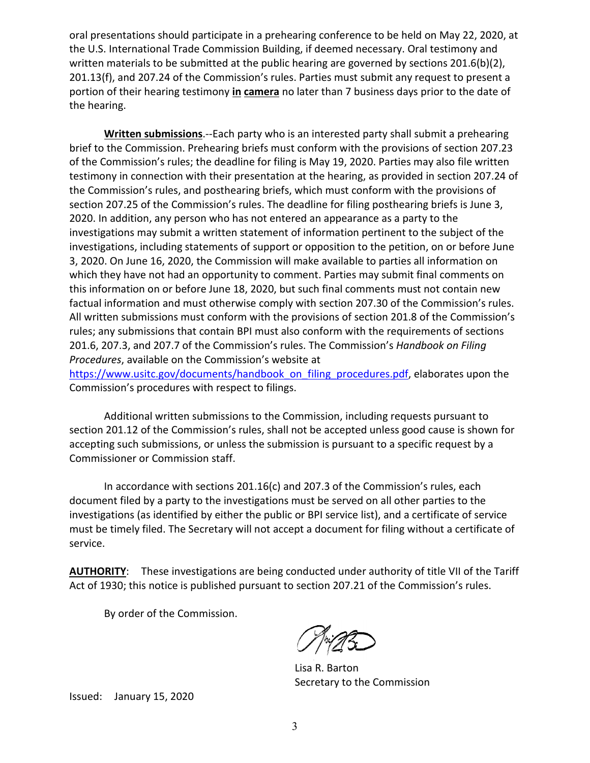oral presentations should participate in a prehearing conference to be held on May 22, 2020, at the U.S. International Trade Commission Building, if deemed necessary. Oral testimony and written materials to be submitted at the public hearing are governed by sections 201.6(b)(2), 201.13(f), and 207.24 of the Commission's rules. Parties must submit any request to present a portion of their hearing testimony **in camera** no later than 7 business days prior to the date of the hearing.

**Written submissions**.--Each party who is an interested party shall submit a prehearing brief to the Commission. Prehearing briefs must conform with the provisions of section 207.23 of the Commission's rules; the deadline for filing is May 19, 2020. Parties may also file written testimony in connection with their presentation at the hearing, as provided in section 207.24 of the Commission's rules, and posthearing briefs, which must conform with the provisions of section 207.25 of the Commission's rules. The deadline for filing posthearing briefs is June 3, 2020. In addition, any person who has not entered an appearance as a party to the investigations may submit a written statement of information pertinent to the subject of the investigations, including statements of support or opposition to the petition, on or before June 3, 2020. On June 16, 2020, the Commission will make available to parties all information on which they have not had an opportunity to comment. Parties may submit final comments on this information on or before June 18, 2020, but such final comments must not contain new factual information and must otherwise comply with section 207.30 of the Commission's rules. All written submissions must conform with the provisions of section 201.8 of the Commission's rules; any submissions that contain BPI must also conform with the requirements of sections 201.6, 207.3, and 207.7 of the Commission's rules. The Commission's *Handbook on Filing Procedures*, available on the Commission's website at https://www.usitc.gov/documents/handbook_on_filing_procedures.pdf, elaborates upon the Commission's procedures with respect to filings.

Additional written submissions to the Commission, including requests pursuant to section 201.12 of the Commission's rules, shall not be accepted unless good cause is shown for accepting such submissions, or unless the submission is pursuant to a specific request by a Commissioner or Commission staff.

In accordance with sections 201.16(c) and 207.3 of the Commission's rules, each document filed by a party to the investigations must be served on all other parties to the investigations (as identified by either the public or BPI service list), and a certificate of service must be timely filed. The Secretary will not accept a document for filing without a certificate of service.

**AUTHORITY**: These investigations are being conducted under authority of title VII of the Tariff Act of 1930; this notice is published pursuant to section 207.21 of the Commission's rules.

By order of the Commission.

Lisa R. Barton
Secretary to the Commission

Issued: January 15, 2020